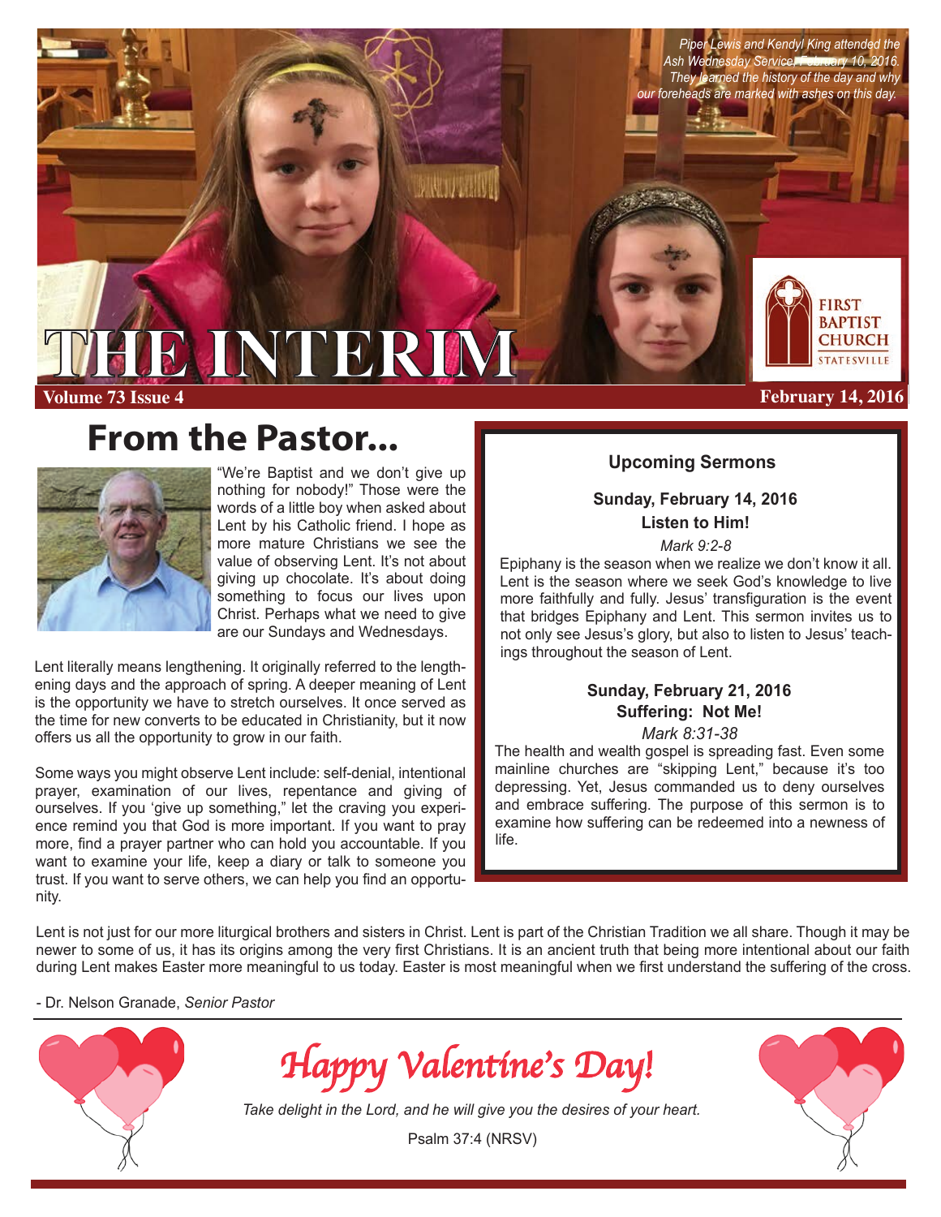# THE INTERIM

**Volume 73 Issue 4** **February 14, 2016**

*Piper Lewis and Kendyl King attended the Ash Wednesday Service, February 10, 2016. They learned the history of the day and why our foreheads are marked with ashes on this day.*

FIRST BAPTIST CHURCH STATESVILLE

## From the Pastor...

"We're Baptist and we don't give up nothing for nobody!" Those were the words of a little boy when asked about Lent by his Catholic friend. I hope as more mature Christians we see the value of observing Lent. It's not about giving up chocolate. It's about doing something to focus our lives upon Christ. Perhaps what we need to give are our Sundays and Wednesdays.

Lent literally means lengthening. It originally referred to the lengthening days and the approach of spring. A deeper meaning of Lent is the opportunity we have to stretch ourselves. It once served as the time for new converts to be educated in Christianity, but it now offers us all the opportunity to grow in our faith.

Some ways you might observe Lent include: self-denial, intentional prayer, examination of our lives, repentance and giving of ourselves. If you 'give up something," let the craving you experience remind you that God is more important. If you want to pray more, find a prayer partner who can hold you accountable. If you want to examine your life, keep a diary or talk to someone you trust. If you want to serve others, we can help you find an opportunity.

Lent is not just for our more liturgical brothers and sisters in Christ. Lent is part of the Christian Tradition we all share. Though it may be newer to some of us, it has its origins among the very first Christians. It is an ancient truth that being more intentional about our faith during Lent makes Easter more meaningful to us today. Easter is most meaningful when we first understand the suffering of the cross.

- Dr. Nelson Granade, *Senior Pastor*

### Upcoming Sermons

**Sunday, February 14, 2016**
**Listen to Him!**
*Mark 9:2-8*

Epiphany is the season when we realize we don't know it all. Lent is the season where we seek God's knowledge to live more faithfully and fully. Jesus' transfiguration is the event that bridges Epiphany and Lent. This sermon invites us to not only see Jesus's glory, but also to listen to Jesus' teachings throughout the season of Lent.

**Sunday, February 21, 2016**
**Suffering: Not Me!**
*Mark 8:31-38*

The health and wealth gospel is spreading fast. Even some mainline churches are "skipping Lent," because it's too depressing. Yet, Jesus commanded us to deny ourselves and embrace suffering. The purpose of this sermon is to examine how suffering can be redeemed into a newness of life.

## *Happy Valentine's Day!*

*Take delight in the Lord, and he will give you the desires of your heart.*

Psalm 37:4 (NRSV)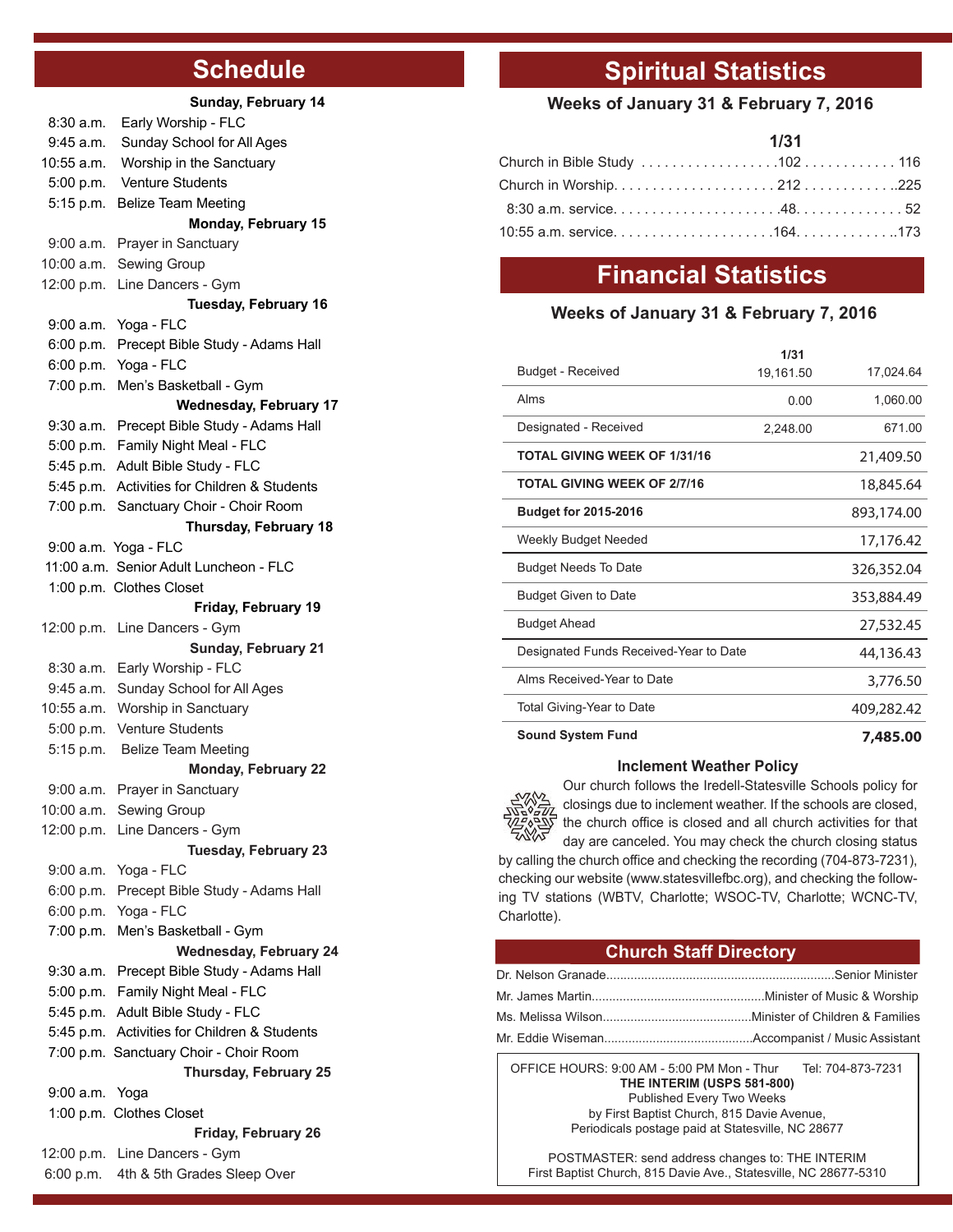## Schedule

**Sunday, February 14**

8:30 a.m. Early Worship - FLC
9:45 a.m. Sunday School for All Ages
10:55 a.m. Worship in the Sanctuary
5:00 p.m. Venture Students
5:15 p.m. Belize Team Meeting

**Monday, February 15**

9:00 a.m. Prayer in Sanctuary
10:00 a.m. Sewing Group
12:00 p.m. Line Dancers - Gym

**Tuesday, February 16**

9:00 a.m. Yoga - FLC
6:00 p.m. Precept Bible Study - Adams Hall
6:00 p.m. Yoga - FLC
7:00 p.m. Men's Basketball - Gym

**Wednesday, February 17**

9:30 a.m. Precept Bible Study - Adams Hall
5:00 p.m. Family Night Meal - FLC
5:45 p.m. Adult Bible Study - FLC
5:45 p.m. Activities for Children & Students
7:00 p.m. Sanctuary Choir - Choir Room

**Thursday, February 18**

9:00 a.m. Yoga - FLC
11:00 a.m. Senior Adult Luncheon - FLC
1:00 p.m. Clothes Closet

**Friday, February 19**

12:00 p.m. Line Dancers - Gym

**Sunday, February 21**

8:30 a.m. Early Worship - FLC
9:45 a.m. Sunday School for All Ages
10:55 a.m. Worship in Sanctuary
5:00 p.m. Venture Students
5:15 p.m. Belize Team Meeting

**Monday, February 22**

9:00 a.m. Prayer in Sanctuary
10:00 a.m. Sewing Group
12:00 p.m. Line Dancers - Gym

**Tuesday, February 23**

9:00 a.m. Yoga - FLC
6:00 p.m. Precept Bible Study - Adams Hall
6:00 p.m. Yoga - FLC
7:00 p.m. Men's Basketball - Gym

**Wednesday, February 24**

9:30 a.m. Precept Bible Study - Adams Hall
5:00 p.m. Family Night Meal - FLC
5:45 p.m. Adult Bible Study - FLC
5:45 p.m. Activities for Children & Students
7:00 p.m. Sanctuary Choir - Choir Room

**Thursday, February 25**

9:00 a.m. Yoga
1:00 p.m. Clothes Closet

**Friday, February 26**

12:00 p.m. Line Dancers - Gym
6:00 p.m. 4th & 5th Grades Sleep Over

## Spiritual Statistics

**Weeks of January 31 & February 7, 2016**

| | 1/31 | |
|---|---|---|
| Church in Bible Study | 102 | 116 |
| Church in Worship | 212 | 225 |
| 8:30 a.m. service | 48 | 52 |
| 10:55 a.m. service | 164 | 173 |

## Financial Statistics

**Weeks of January 31 & February 7, 2016**

| | 1/31 | |
|---|---|---|
| Budget - Received | 19,161.50 | 17,024.64 |
| Alms | 0.00 | 1,060.00 |
| Designated - Received | 2,248.00 | 671.00 |
| **TOTAL GIVING WEEK OF 1/31/16** | | 21,409.50 |
| **TOTAL GIVING WEEK OF 2/7/16** | | 18,845.64 |
| **Budget for 2015-2016** | | 893,174.00 |
| Weekly Budget Needed | | 17,176.42 |
| Budget Needs To Date | | 326,352.04 |
| Budget Given to Date | | 353,884.49 |
| Budget Ahead | | 27,532.45 |
| Designated Funds Received-Year to Date | | 44,136.43 |
| Alms Received-Year to Date | | 3,776.50 |
| Total Giving-Year to Date | | 409,282.42 |
| **Sound System Fund** | | **7,485.00** |

### Inclement Weather Policy

Our church follows the Iredell-Statesville Schools policy for closings due to inclement weather. If the schools are closed, the church office is closed and all church activities for that day are canceled. You may check the church closing status by calling the church office and checking the recording (704-873-7231), checking our website (www.statesvillefbc.org), and checking the following TV stations (WBTV, Charlotte; WSOC-TV, Charlotte; WCNC-TV, Charlotte).

## Church Staff Directory

Dr. Nelson Granade....................Senior Minister
Mr. James Martin....................Minister of Music & Worship
Ms. Melissa Wilson....................Minister of Children & Families
Mr. Eddie Wiseman....................Accompanist / Music Assistant

OFFICE HOURS: 9:00 AM - 5:00 PM Mon - Thur Tel: 704-873-7231

**THE INTERIM (USPS 581-800)**
Published Every Two Weeks
by First Baptist Church, 815 Davie Avenue,
Periodicals postage paid at Statesville, NC 28677

POSTMASTER: send address changes to: THE INTERIM
First Baptist Church, 815 Davie Ave., Statesville, NC 28677-5310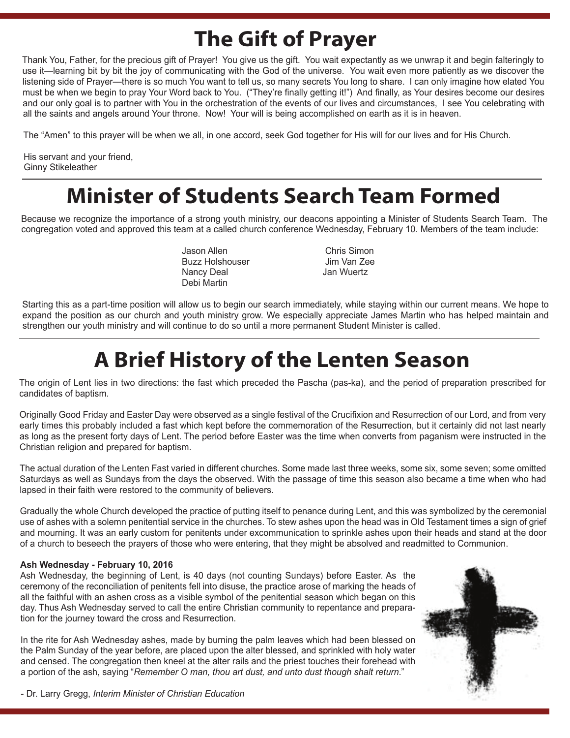# The Gift of Prayer

Thank You, Father, for the precious gift of Prayer! You give us the gift. You wait expectantly as we unwrap it and begin falteringly to use it—learning bit by bit the joy of communicating with the God of the universe. You wait even more patiently as we discover the listening side of Prayer—there is so much You want to tell us, so many secrets You long to share. I can only imagine how elated You must be when we begin to pray Your Word back to You. ("They're finally getting it!") And finally, as Your desires become our desires and our only goal is to partner with You in the orchestration of the events of our lives and circumstances, I see You celebrating with all the saints and angels around Your throne. Now! Your will is being accomplished on earth as it is in heaven.

The "Amen" to this prayer will be when we all, in one accord, seek God together for His will for our lives and for His Church.

His servant and your friend,
Ginny Stikeleather

# Minister of Students Search Team Formed

Because we recognize the importance of a strong youth ministry, our deacons appointing a Minister of Students Search Team. The congregation voted and approved this team at a called church conference Wednesday, February 10. Members of the team include:

- Jason Allen
- Buzz Holshouser
- Nancy Deal
- Debi Martin
- Chris Simon
- Jim Van Zee
- Jan Wuertz

Starting this as a part-time position will allow us to begin our search immediately, while staying within our current means. We hope to expand the position as our church and youth ministry grow. We especially appreciate James Martin who has helped maintain and strengthen our youth ministry and will continue to do so until a more permanent Student Minister is called.

# A Brief History of the Lenten Season

The origin of Lent lies in two directions: the fast which preceded the Pascha (pas-ka), and the period of preparation prescribed for candidates of baptism.

Originally Good Friday and Easter Day were observed as a single festival of the Crucifixion and Resurrection of our Lord, and from very early times this probably included a fast which kept before the commemoration of the Resurrection, but it certainly did not last nearly as long as the present forty days of Lent. The period before Easter was the time when converts from paganism were instructed in the Christian religion and prepared for baptism.

The actual duration of the Lenten Fast varied in different churches. Some made last three weeks, some six, some seven; some omitted Saturdays as well as Sundays from the days the observed. With the passage of time this season also became a time when who had lapsed in their faith were restored to the community of believers.

Gradually the whole Church developed the practice of putting itself to penance during Lent, and this was symbolized by the ceremonial use of ashes with a solemn penitential service in the churches. To stew ashes upon the head was in Old Testament times a sign of grief and mourning. It was an early custom for penitents under excommunication to sprinkle ashes upon their heads and stand at the door of a church to beseech the prayers of those who were entering, that they might be absolved and readmitted to Communion.

**Ash Wednesday - February 10, 2016**

Ash Wednesday, the beginning of Lent, is 40 days (not counting Sundays) before Easter. As the ceremony of the reconciliation of penitents fell into disuse, the practice arose of marking the heads of all the faithful with an ashen cross as a visible symbol of the penitential season which began on this day. Thus Ash Wednesday served to call the entire Christian community to repentance and preparation for the journey toward the cross and Resurrection.

In the rite for Ash Wednesday ashes, made by burning the palm leaves which had been blessed on the Palm Sunday of the year before, are placed upon the alter blessed, and sprinkled with holy water and censed. The congregation then kneel at the alter rails and the priest touches their forehead with a portion of the ash, saying "*Remember O man, thou art dust, and unto dust though shalt return.*"

- Dr. Larry Gregg, *Interim Minister of Christian Education*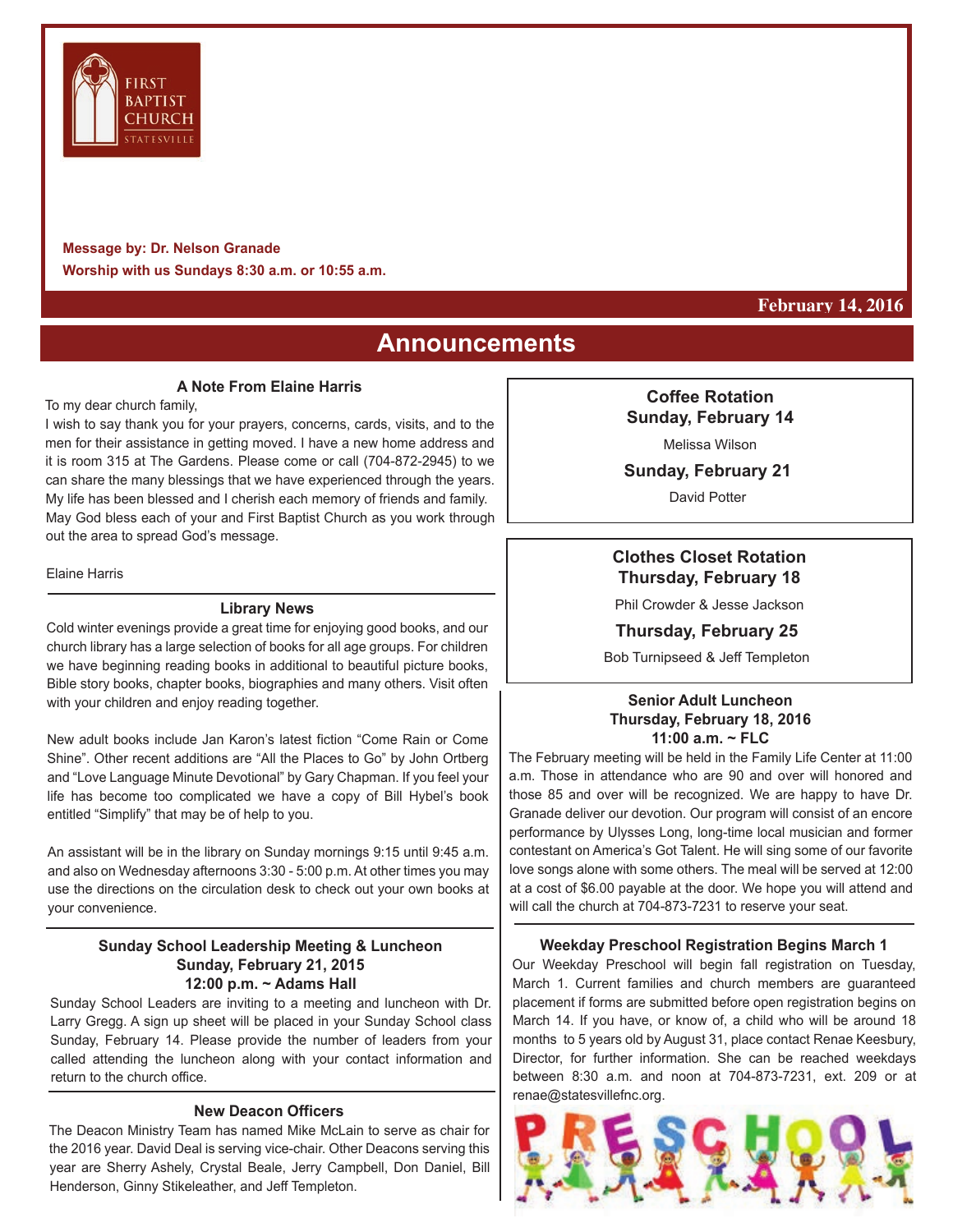FIRST BAPTIST CHURCH STATESVILLE

**Message by: Dr. Nelson Granade**
**Worship with us Sundays 8:30 a.m. or 10:55 a.m.**

**February 14, 2016**

# Announcements

### A Note From Elaine Harris

To my dear church family,

I wish to say thank you for your prayers, concerns, cards, visits, and to the men for their assistance in getting moved. I have a new home address and it is room 315 at The Gardens. Please come or call (704-872-2945) to we can share the many blessings that we have experienced through the years. My life has been blessed and I cherish each memory of friends and family. May God bless each of your and First Baptist Church as you work through out the area to spread God's message.

Elaine Harris

### Library News

Cold winter evenings provide a great time for enjoying good books, and our church library has a large selection of books for all age groups. For children we have beginning reading books in additional to beautiful picture books, Bible story books, chapter books, biographies and many others. Visit often with your children and enjoy reading together.

New adult books include Jan Karon's latest fiction "Come Rain or Come Shine". Other recent additions are "All the Places to Go" by John Ortberg and "Love Language Minute Devotional" by Gary Chapman. If you feel your life has become too complicated we have a copy of Bill Hybel's book entitled "Simplify" that may be of help to you.

An assistant will be in the library on Sunday mornings 9:15 until 9:45 a.m. and also on Wednesday afternoons 3:30 - 5:00 p.m. At other times you may use the directions on the circulation desk to check out your own books at your convenience.

### Sunday School Leadership Meeting & Luncheon
### Sunday, February 21, 2015
### 12:00 p.m. ~ Adams Hall

Sunday School Leaders are inviting to a meeting and luncheon with Dr. Larry Gregg. A sign up sheet will be placed in your Sunday School class Sunday, February 14. Please provide the number of leaders from your called attending the luncheon along with your contact information and return to the church office.

### New Deacon Officers

The Deacon Ministry Team has named Mike McLain to serve as chair for the 2016 year. David Deal is serving vice-chair. Other Deacons serving this year are Sherry Ashely, Crystal Beale, Jerry Campbell, Don Daniel, Bill Henderson, Ginny Stikeleather, and Jeff Templeton.

### Coffee Rotation

**Sunday, February 14**

Melissa Wilson

**Sunday, February 21**

David Potter

### Clothes Closet Rotation

**Thursday, February 18**

Phil Crowder & Jesse Jackson

**Thursday, February 25**

Bob Turnipseed & Jeff Templeton

### Senior Adult Luncheon
### Thursday, February 18, 2016
### 11:00 a.m. ~ FLC

The February meeting will be held in the Family Life Center at 11:00 a.m. Those in attendance who are 90 and over will honored and those 85 and over will be recognized. We are happy to have Dr. Granade deliver our devotion. Our program will consist of an encore performance by Ulysses Long, long-time local musician and former contestant on America's Got Talent. He will sing some of our favorite love songs alone with some others. The meal will be served at 12:00 at a cost of $6.00 payable at the door. We hope you will attend and will call the church at 704-873-7231 to reserve your seat.

### Weekday Preschool Registration Begins March 1

Our Weekday Preschool will begin fall registration on Tuesday, March 1. Current families and church members are guaranteed placement if forms are submitted before open registration begins on March 14. If you have, or know of, a child who will be around 18 months to 5 years old by August 31, place contact Renae Keesbury, Director, for further information. She can be reached weekdays between 8:30 a.m. and noon at 704-873-7231, ext. 209 or at renae@statesvillefnc.org.